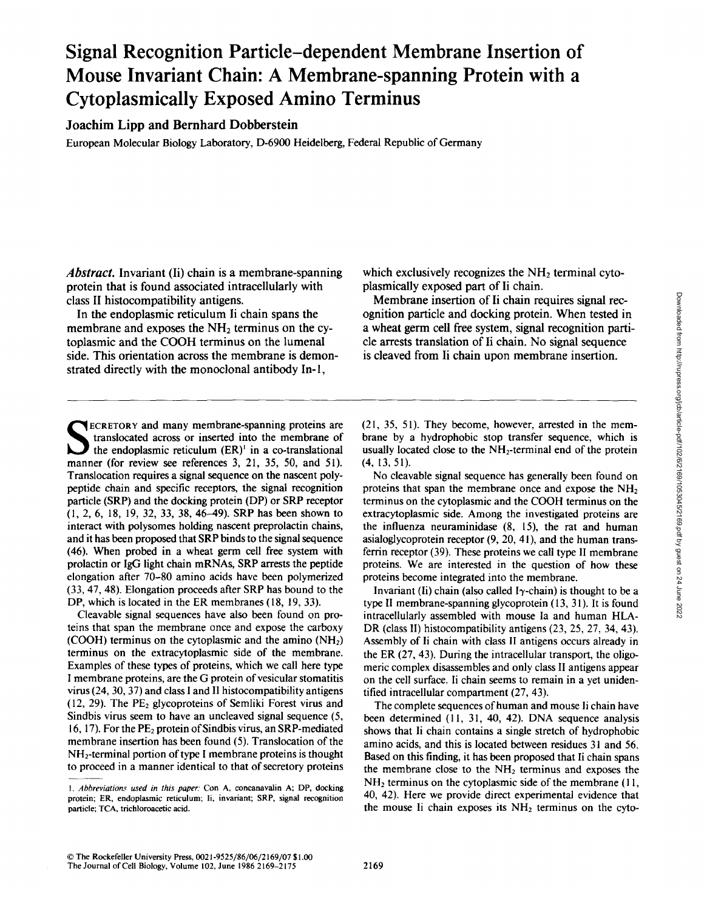# Signal Recognition Particle–dependent Membrane Insertion of Mouse Invariant Chain: A Membrane-spanning Protein with a Cytoplasmically Exposed Amino Terminus

**Joachim Lipp and Bernhard Dobberstein**

European Molecular Biology Laboratory, D-6900 Heidelberg, Federal Republic of Germany

*Abstract.* Invariant (Ii) chain is a membrane-spanning protein that is found associated intracellularly with class II histocompatibility antigens.

In the endoplasmic reticulum Ii chain spans the membrane and exposes the $NH_2$ terminus on the cytoplasmic and the COOH terminus on the lumenal side. This orientation across the membrane is demonstrated directly with the monoclonal antibody In-1, which exclusively recognizes the $NH_2$ terminal cytoplasmically exposed part of Ii chain.

Membrane insertion of Ii chain requires signal recognition particle and docking protein. When tested in a wheat germ cell free system, signal recognition particle arrests translation of Ii chain. No signal sequence is cleaved from Ii chain upon membrane insertion.

Secretory and many membrane-spanning proteins are translocated across or inserted into the membrane of the endoplasmic reticulum (ER)[1] in a co-translational manner (for review see references 3, 21, 35, 50, and 51). Translocation requires a signal sequence on the nascent polypeptide chain and specific receptors, the signal recognition particle (SRP) and the docking protein (DP) or SRP receptor (1, 2, 6, 18, 19, 32, 33, 38, 46–49). SRP has been shown to interact with polysomes holding nascent preprolactin chains, and it has been proposed that SRP binds to the signal sequence (46). When probed in a wheat germ cell free system with prolactin or IgG light chain mRNAs, SRP arrests the peptide elongation after 70–80 amino acids have been polymerized (33, 47, 48). Elongation proceeds after SRP has bound to the DP, which is located in the ER membranes (18, 19, 33).

Cleavable signal sequences have also been found on proteins that span the membrane once and expose the carboxy (COOH) terminus on the cytoplasmic and the amino ($NH_2$) terminus on the extracytoplasmic side of the membrane. Examples of these types of proteins, which we call here type I membrane proteins, are the G protein of vesicular stomatitis virus (24, 30, 37) and class I and II histocompatibility antigens (12, 29). The $PE_2$ glycoproteins of Semliki Forest virus and Sindbis virus seem to have an uncleaved signal sequence (5, 16, 17). For the $PE_2$ protein of Sindbis virus, an SRP-mediated membrane insertion has been found (5). Translocation of the $NH_2$-terminal portion of type I membrane proteins is thought to proceed in a manner identical to that of secretory proteins (21, 35, 51). They become, however, arrested in the membrane by a hydrophobic stop transfer sequence, which is usually located close to the $NH_2$-terminal end of the protein (4, 13, 51).

No cleavable signal sequence has generally been found on proteins that span the membrane once and expose the $NH_2$ terminus on the cytoplasmic and the COOH terminus on the extracytoplasmic side. Among the investigated proteins are the influenza neuraminidase (8, 15), the rat and human asialoglycoprotein receptor (9, 20, 41), and the human transferrin receptor (39). These proteins we call type II membrane proteins. We are interested in the question of how these proteins become integrated into the membrane.

Invariant (Ii) chain (also called Iγ-chain) is thought to be a type II membrane-spanning glycoprotein (13, 31). It is found intracellularly assembled with mouse Ia and human HLA-DR (class II) histocompatibility antigens (23, 25, 27, 34, 43). Assembly of Ii chain with class II antigens occurs already in the ER (27, 43). During the intracellular transport, the oligomeric complex disassembles and only class II antigens appear on the cell surface. Ii chain seems to remain in a yet unidentified intracellular compartment (27, 43).

The complete sequences of human and mouse Ii chain have been determined (11, 31, 40, 42). DNA sequence analysis shows that Ii chain contains a single stretch of hydrophobic amino acids, and this is located between residues 31 and 56. Based on this finding, it has been proposed that Ii chain spans the membrane close to the $NH_2$ terminus and exposes the $NH_2$ terminus on the cytoplasmic side of the membrane (11, 40, 42). Here we provide direct experimental evidence that the mouse Ii chain exposes its $NH_2$ terminus on the cyto-

1. *Abbreviations used in this paper:* Con A, concanavalin A; DP, docking protein; ER, endoplasmic reticulum; Ii, invariant; SRP, signal recognition particle; TCA, trichloroacetic acid.

© The Rockefeller University Press, 0021-9525/86/06/2169/07 $1.00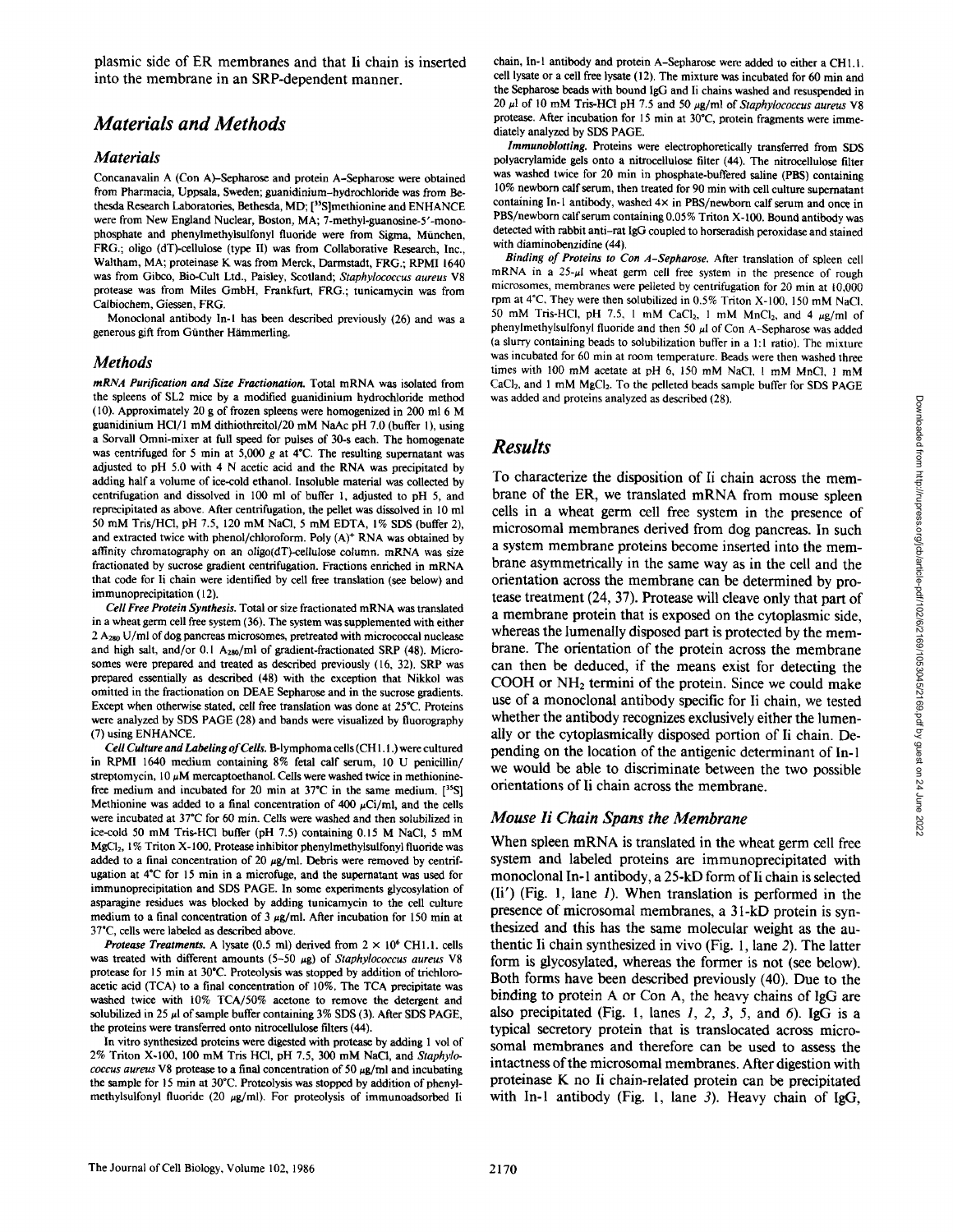plasmic side of ER membranes and that Ii chain is inserted into the membrane in an SRP-dependent manner.

# *Materials and Methods*

## *Materials*

Concanavalin A (Con A)-Sepharose and protein A-Sepharose were obtained from Pharmacia, Uppsala, Sweden; guanidinium-hydrochloride was from Bethesda Research Laboratories, Bethesda, MD; [$^{35}$S]methionine and ENHANCE were from New England Nuclear, Boston, MA; 7-methyl-guanosine-5'-monophosphate and phenylmethylsulfonyl fluoride were from Sigma, München, FRG.; oligo (dT)-cellulose (type II) was from Collaborative Research, Inc., Waltham, MA; proteinase K was from Merck, Darmstadt, FRG.; RPMI 1640 was from Gibco, Bio-Cult Ltd., Paisley, Scotland; *Staphylococcus aureus* V8 protease was from Miles GmbH, Frankfurt, FRG.; tunicamycin was from Calbiochem, Giessen, FRG.

Monoclonal antibody In-1 has been described previously (26) and was a generous gift from Günther Hämmerling.

## *Methods*

***mRNA Purification and Size Fractionation.*** Total mRNA was isolated from the spleens of SL2 mice by a modified guanidinium hydrochloride method (10). Approximately 20 g of frozen spleens were homogenized in 200 ml 6 M guanidinium HCl/1 mM dithiothreitol/20 mM NaAc pH 7.0 (buffer 1), using a Sorvall Omni-mixer at full speed for pulses of 30-s each. The homogenate was centrifuged for 5 min at 5,000 *g* at 4°C. The resulting supernatant was adjusted to pH 5.0 with 4 N acetic acid and the RNA was precipitated by adding half a volume of ice-cold ethanol. Insoluble material was collected by centrifugation and dissolved in 100 ml of buffer 1, adjusted to pH 5, and reprecipitated as above. After centrifugation, the pellet was dissolved in 10 ml 50 mM Tris/HCl, pH 7.5, 120 mM NaCl, 5 mM EDTA, 1% SDS (buffer 2), and extracted twice with phenol/chloroform. Poly (A)$^+$ RNA was obtained by affinity chromatography on an oligo(dT)-cellulose column. mRNA was size fractionated by sucrose gradient centrifugation. Fractions enriched in mRNA that code for Ii chain were identified by cell free translation (see below) and immunoprecipitation (12).

***Cell Free Protein Synthesis.*** Total or size fractionated mRNA was translated in a wheat germ cell free system (36). The system was supplemented with either 2 $A_{280}$ U/ml of dog pancreas microsomes, pretreated with micrococcal nuclease and high salt, and/or 0.1 $A_{280}$/ml of gradient-fractionated SRP (48). Microsomes were prepared and treated as described previously (16, 32). SRP was prepared essentially as described (48) with the exception that Nikkol was omitted in the fractionation on DEAE Sepharose and in the sucrose gradients. Except when otherwise stated, cell free translation was done at 25°C. Proteins were analyzed by SDS PAGE (28) and bands were visualized by fluorography (7) using ENHANCE.

***Cell Culture and Labeling of Cells.*** B-lymphoma cells (CH1.1.) were cultured in RPMI 1640 medium containing 8% fetal calf serum, 10 U penicillin/streptomycin, 10 μM mercaptoethanol. Cells were washed twice in methionine-free medium and incubated for 20 min at 37°C in the same medium. [$^{35}$S] Methionine was added to a final concentration of 400 μCi/ml, and the cells were incubated at 37°C for 60 min. Cells were washed and then solubilized in ice-cold 50 mM Tris-HCl buffer (pH 7.5) containing 0.15 M NaCl, 5 mM $MgCl_2$, 1% Triton X-100. Protease inhibitor phenylmethylsulfonyl fluoride was added to a final concentration of 20 μg/ml. Debris were removed by centrifugation at 4°C for 15 min in a microfuge, and the supernatant was used for immunoprecipitation and SDS PAGE. In some experiments glycosylation of asparagine residues was blocked by adding tunicamycin to the cell culture medium to a final concentration of 3 μg/ml. After incubation for 150 min at 37°C, cells were labeled as described above.

***Protease Treatments.*** A lysate (0.5 ml) derived from 2 × 10$^6$ CH1.1. cells was treated with different amounts (5–50 μg) of *Staphylococcus aureus* V8 protease for 15 min at 30°C. Proteolysis was stopped by addition of trichloroacetic acid (TCA) to a final concentration of 10%. The TCA precipitate was washed twice with 10% TCA/50% acetone to remove the detergent and solubilized in 25 μl of sample buffer containing 3% SDS (3). After SDS PAGE, the proteins were transferred onto nitrocellulose filters (44).

In vitro synthesized proteins were digested with protease by adding 1 vol of 2% Triton X-100, 100 mM Tris HCl, pH 7.5, 300 mM NaCl, and *Staphylococcus aureus* V8 protease to a final concentration of 50 μg/ml and incubating the sample for 15 min at 30°C. Proteolysis was stopped by addition of phenylmethylsulfonyl fluoride (20 μg/ml). For proteolysis of immunoadsorbed Ii chain, In-1 antibody and protein A-Sepharose were added to either a CH1.1. cell lysate or a cell free lysate (12). The mixture was incubated for 60 min and the Sepharose beads with bound IgG and Ii chains washed and resuspended in 20 μl of 10 mM Tris-HCl pH 7.5 and 50 μg/ml of *Staphylococcus aureus* V8 protease. After incubation for 15 min at 30°C, protein fragments were immediately analyzed by SDS PAGE.

***Immunoblotting.*** Proteins were electrophoretically transferred from SDS polyacrylamide gels onto a nitrocellulose filter (44). The nitrocellulose filter was washed twice for 20 min in phosphate-buffered saline (PBS) containing 10% newborn calf serum, then treated for 90 min with cell culture supernatant containing In-1 antibody, washed 4× in PBS/newborn calf serum and once in PBS/newborn calf serum containing 0.05% Triton X-100. Bound antibody was detected with rabbit anti-rat IgG coupled to horseradish peroxidase and stained with diaminobenzidine (44).

***Binding of Proteins to Con A-Sepharose.*** After translation of spleen cell mRNA in a 25-μl wheat germ cell free system in the presence of rough microsomes, membranes were pelleted by centrifugation for 20 min at 10,000 rpm at 4°C. They were then solubilized in 0.5% Triton X-100, 150 mM NaCl, 50 mM Tris-HCl, pH 7.5, 1 mM $CaCl_2$, 1 mM $MnCl_2$, and 4 μg/ml of phenylmethylsulfonyl fluoride and then 50 μl of Con A-Sepharose was added (a slurry containing beads to solubilization buffer in a 1:1 ratio). The mixture was incubated for 60 min at room temperature. Beads were then washed three times with 100 mM acetate at pH 6, 150 mM NaCl, 1 mM $MnCl_2$, 1 mM $CaCl_2$, and 1 mM $MgCl_2$. To the pelleted beads sample buffer for SDS PAGE was added and proteins analyzed as described (28).

# *Results*

To characterize the disposition of Ii chain across the membrane of the ER, we translated mRNA from mouse spleen cells in a wheat germ cell free system in the presence of microsomal membranes derived from dog pancreas. In such a system membrane proteins become inserted into the membrane asymmetrically in the same way as in the cell and the orientation across the membrane can be determined by protease treatment (24, 37). Protease will cleave only that part of a membrane protein that is exposed on the cytoplasmic side, whereas the lumenally disposed part is protected by the membrane. The orientation of the protein across the membrane can then be deduced, if the means exist for detecting the COOH or $NH_2$ termini of the protein. Since we could make use of a monoclonal antibody specific for Ii chain, we tested whether the antibody recognizes exclusively either the lumenally or the cytoplasmically disposed portion of Ii chain. Depending on the location of the antigenic determinant of In-1 we would be able to discriminate between the two possible orientations of Ii chain across the membrane.

## *Mouse Ii Chain Spans the Membrane*

When spleen mRNA is translated in the wheat germ cell free system and labeled proteins are immunoprecipitated with monoclonal In-1 antibody, a 25-kD form of Ii chain is selected (Ii') (Fig. 1, lane *1*). When translation is performed in the presence of microsomal membranes, a 31-kD protein is synthesized and this has the same molecular weight as the authentic Ii chain synthesized in vivo (Fig. 1, lane *2*). The latter form is glycosylated, whereas the former is not (see below). Both forms have been described previously (40). Due to the binding to protein A or Con A, the heavy chains of IgG are also precipitated (Fig. 1, lanes *1*, *2*, *3*, *5*, and *6*). IgG is a typical secretory protein that is translocated across microsomal membranes and therefore can be used to assess the intactness of the microsomal membranes. After digestion with proteinase K no Ii chain-related protein can be precipitated with In-1 antibody (Fig. 1, lane *3*). Heavy chain of IgG,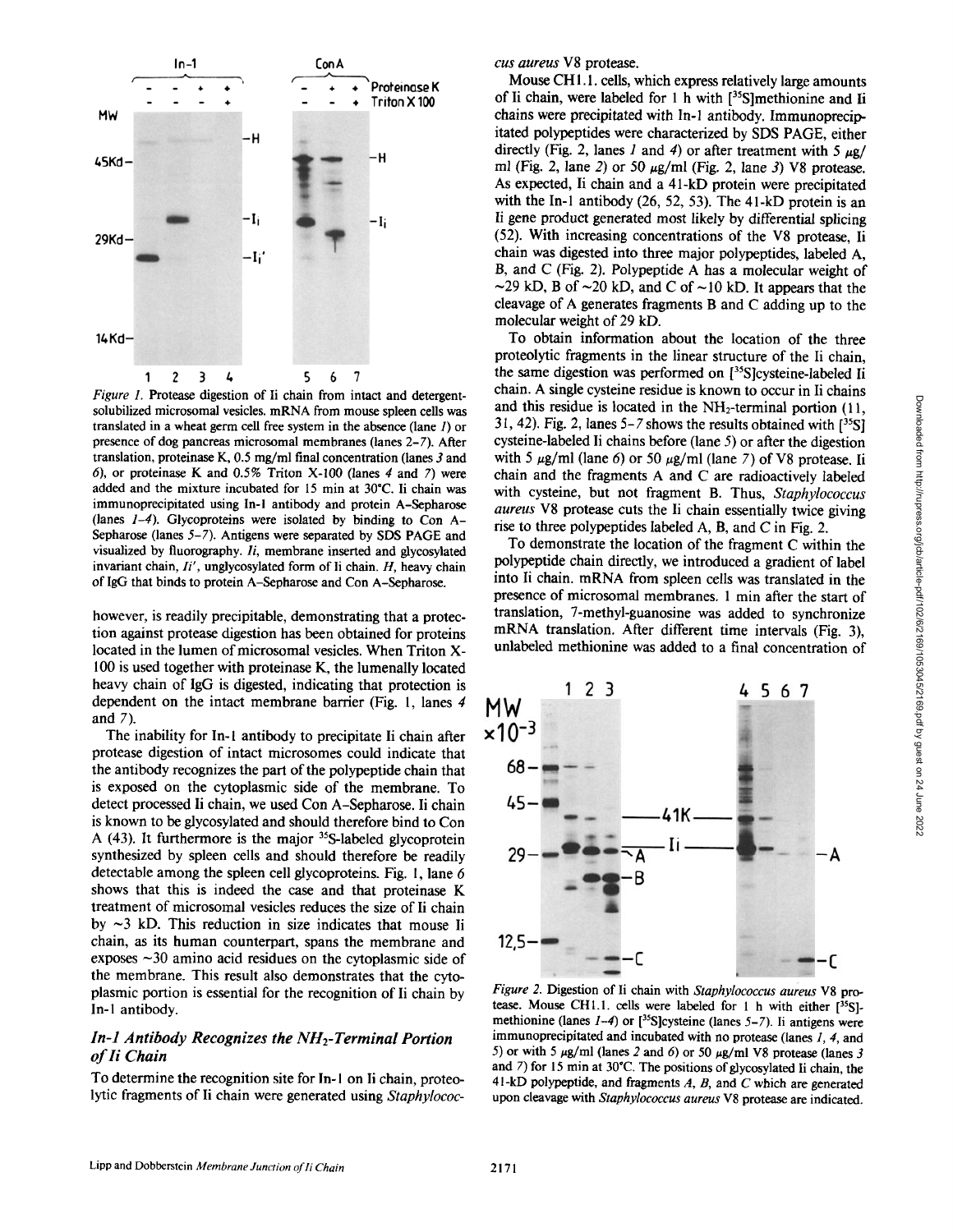*Figure 1.* Protease digestion of Ii chain from intact and detergent-solubilized microsomal vesicles. mRNA from mouse spleen cells was translated in a wheat germ cell free system in the absence (lane *1*) or presence of dog pancreas microsomal membranes (lanes 2–7). After translation, proteinase K, 0.5 mg/ml final concentration (lanes *3* and *6*), or proteinase K and 0.5% Triton X-100 (lanes *4* and *7*) were added and the mixture incubated for 15 min at 30°C. Ii chain was immunoprecipitated using In-1 antibody and protein A–Sepharose (lanes *1–4*). Glycoproteins were isolated by binding to Con A–Sepharose (lanes *5–7*). Antigens were separated by SDS PAGE and visualized by fluorography. *Ii*, membrane inserted and glycosylated invariant chain, *Ii'*, unglycosylated form of Ii chain. *H*, heavy chain of IgG that binds to protein A–Sepharose and Con A–Sepharose.

however, is readily precipitable, demonstrating that a protection against protease digestion has been obtained for proteins located in the lumen of microsomal vesicles. When Triton X-100 is used together with proteinase K, the lumenally located heavy chain of IgG is digested, indicating that protection is dependent on the intact membrane barrier (Fig. 1, lanes *4* and *7*).

The inability for In-1 antibody to precipitate Ii chain after protease digestion of intact microsomes could indicate that the antibody recognizes the part of the polypeptide chain that is exposed on the cytoplasmic side of the membrane. To detect processed Ii chain, we used Con A–Sepharose. Ii chain is known to be glycosylated and should therefore bind to Con A (43). It furthermore is the major $^{35}$S-labeled glycoprotein synthesized by spleen cells and should therefore be readily detectable among the spleen cell glycoproteins. Fig. 1, lane *6* shows that this is indeed the case and that proteinase K treatment of microsomal vesicles reduces the size of Ii chain by ~3 kD. This reduction in size indicates that mouse Ii chain, as its human counterpart, spans the membrane and exposes ~30 amino acid residues on the cytoplasmic side of the membrane. This result also demonstrates that the cytoplasmic portion is essential for the recognition of Ii chain by In-1 antibody.

## *In-1 Antibody Recognizes the $NH_2$-Terminal Portion of Ii Chain*

To determine the recognition site for In-1 on Ii chain, proteolytic fragments of Ii chain were generated using *Staphylococcus aureus* V8 protease.

Mouse CH1.1. cells, which express relatively large amounts of Ii chain, were labeled for 1 h with [$^{35}$S]methionine and Ii chains were precipitated with In-1 antibody. Immunoprecipitated polypeptides were characterized by SDS PAGE, either directly (Fig. 2, lanes *1* and *4*) or after treatment with 5 μg/ml (Fig. 2, lane *2*) or 50 μg/ml (Fig. 2, lane *3*) V8 protease. As expected, Ii chain and a 41-kD protein were precipitated with the In-1 antibody (26, 52, 53). The 41-kD protein is an Ii gene product generated most likely by differential splicing (52). With increasing concentrations of the V8 protease, Ii chain was digested into three major polypeptides, labeled A, B, and C (Fig. 2). Polypeptide A has a molecular weight of ~29 kD, B of ~20 kD, and C of ~10 kD. It appears that the cleavage of A generates fragments B and C adding up to the molecular weight of 29 kD.

To obtain information about the location of the three proteolytic fragments in the linear structure of the Ii chain, the same digestion was performed on [$^{35}$S]cysteine-labeled Ii chain. A single cysteine residue is known to occur in Ii chains and this residue is located in the $NH_2$-terminal portion (11, 31, 42). Fig. 2, lanes *5–7* shows the results obtained with [$^{35}$S]cysteine-labeled Ii chains before (lane *5*) or after the digestion with 5 μg/ml (lane *6*) or 50 μg/ml (lane *7*) of V8 protease. Ii chain and the fragments A and C are radioactively labeled with cysteine, but not fragment B. Thus, *Staphylococcus aureus* V8 protease cuts the Ii chain essentially twice giving rise to three polypeptides labeled A, B, and C in Fig. 2.

To demonstrate the location of the fragment C within the polypeptide chain directly, we introduced a gradient of label into Ii chain. mRNA from spleen cells was translated in the presence of microsomal membranes. 1 min after the start of translation, 7-methyl-guanosine was added to synchronize mRNA translation. After different time intervals (Fig. 3), unlabeled methionine was added to a final concentration of

*Figure 2.* Digestion of Ii chain with *Staphylococcus aureus* V8 protease. Mouse CH1.1. cells were labeled for 1 h with either [$^{35}$S]-methionine (lanes *1–4*) or [$^{35}$S]cysteine (lanes *5–7*). Ii antigens were immunoprecipitated and incubated with no protease (lanes *1*, *4*, and *5*) or with 5 μg/ml (lanes *2* and *6*) or 50 μg/ml V8 protease (lanes *3* and *7*) for 15 min at 30°C. The positions of glycosylated Ii chain, the 41-kD polypeptide, and fragments *A*, *B*, and *C* which are generated upon cleavage with *Staphylococcus aureus* V8 protease are indicated.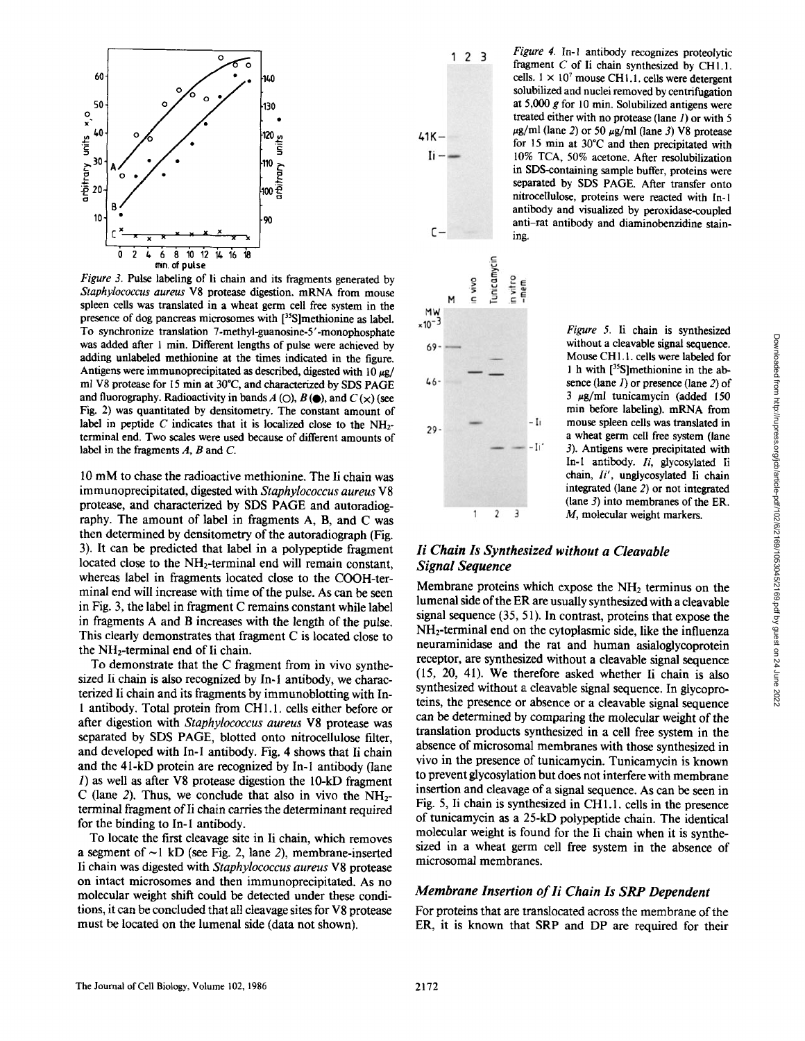*Figure 3.* Pulse labeling of Ii chain and its fragments generated by *Staphylococcus aureus* V8 protease digestion. mRNA from mouse spleen cells was translated in a wheat germ cell free system in the presence of dog pancreas microsomes with [$^{35}$S]methionine as label. To synchronize translation 7-methyl-guanosine-5'-monophosphate was added after 1 min. Different lengths of pulse were achieved by adding unlabeled methionine at the times indicated in the figure. Antigens were immunoprecipitated as described, digested with 10 μg/ml V8 protease for 15 min at 30°C, and characterized by SDS PAGE and fluorography. Radioactivity in bands *A* (○), *B* (●), and *C* (×) (see Fig. 2) was quantitated by densitometry. The constant amount of label in peptide *C* indicates that it is localized close to the $NH_2$-terminal end. Two scales were used because of different amounts of label in the fragments *A*, *B* and *C*.

10 mM to chase the radioactive methionine. The Ii chain was immunoprecipitated, digested with *Staphylococcus aureus* V8 protease, and characterized by SDS PAGE and autoradiography. The amount of label in fragments A, B, and C was then determined by densitometry of the autoradiograph (Fig. 3). It can be predicted that label in a polypeptide fragment located close to the $NH_2$-terminal end will remain constant, whereas label in fragments located close to the COOH-terminal end will increase with time of the pulse. As can be seen in Fig. 3, the label in fragment C remains constant while label in fragments A and B increases with the length of the pulse. This clearly demonstrates that fragment C is located close to the $NH_2$-terminal end of Ii chain.

To demonstrate that the C fragment from in vivo synthesized Ii chain is also recognized by In-1 antibody, we characterized Ii chain and its fragments by immunoblotting with In-1 antibody. Total protein from CH1.1. cells either before or after digestion with *Staphylococcus aureus* V8 protease was separated by SDS PAGE, blotted onto nitrocellulose filter, and developed with In-1 antibody. Fig. 4 shows that Ii chain and the 41-kD protein are recognized by In-1 antibody (lane *1*) as well as after V8 protease digestion the 10-kD fragment C (lane *2*). Thus, we conclude that also in vivo the $NH_2$-terminal fragment of Ii chain carries the determinant required for the binding to In-1 antibody.

To locate the first cleavage site in Ii chain, which removes a segment of ~1 kD (see Fig. 2, lane *2*), membrane-inserted Ii chain was digested with *Staphylococcus aureus* V8 protease on intact microsomes and then immunoprecipitated. As no molecular weight shift could be detected under these conditions, it can be concluded that all cleavage sites for V8 protease must be located on the lumenal side (data not shown).

*Figure 4.* In-1 antibody recognizes proteolytic fragment *C* of Ii chain synthesized by CH1.1. cells. 1 × $10^7$ mouse CH1.1. cells were detergent solubilized and nuclei removed by centrifugation at 5,000 *g* for 10 min. Solubilized antigens were treated either with no protease (lane *1*) or with 5 μg/ml (lane *2*) or 50 μg/ml (lane *3*) V8 protease for 15 min at 30°C and then precipitated with 10% TCA, 50% acetone. After resolubilization in SDS-containing sample buffer, proteins were separated by SDS PAGE. After transfer onto nitrocellulose, proteins were reacted with In-1 antibody and visualized by peroxidase-coupled anti-rat antibody and diaminobenzidine staining.

*Figure 5.* Ii chain is synthesized without a cleavable signal sequence. Mouse CH1.1. cells were labeled for 1 h with [$^{35}$S]methionine in the absence (lane *1*) or presence (lane *2*) of 3 μg/ml tunicamycin (added 150 min before labeling). mRNA from mouse spleen cells was translated in a wheat germ cell free system (lane *3*). Antigens were precipitated with In-1 antibody. *Ii*, glycosylated Ii chain, *Ii'*, unglycosylated Ii chain integrated (lane *2*) or not integrated (lane *3*) into membranes of the ER. *M*, molecular weight markers.

## *Ii Chain Is Synthesized without a Cleavable Signal Sequence*

Membrane proteins which expose the $NH_2$ terminus on the lumenal side of the ER are usually synthesized with a cleavable signal sequence (35, 51). In contrast, proteins that expose the $NH_2$-terminal end on the cytoplasmic side, like the influenza neuraminidase and the rat and human asialoglycoprotein receptor, are synthesized without a cleavable signal sequence (15, 20, 41). We therefore asked whether Ii chain is also synthesized without a cleavable signal sequence. In glycoproteins, the presence or absence or a cleavable signal sequence can be determined by comparing the molecular weight of the translation products synthesized in a cell free system in the absence of microsomal membranes with those synthesized in vivo in the presence of tunicamycin. Tunicamycin is known to prevent glycosylation but does not interfere with membrane insertion and cleavage of a signal sequence. As can be seen in Fig. 5, Ii chain is synthesized in CH1.1. cells in the presence of tunicamycin as a 25-kD polypeptide chain. The identical molecular weight is found for the Ii chain when it is synthesized in a wheat germ cell free system in the absence of microsomal membranes.

## *Membrane Insertion of Ii Chain Is SRP Dependent*

For proteins that are translocated across the membrane of the ER, it is known that SRP and DP are required for their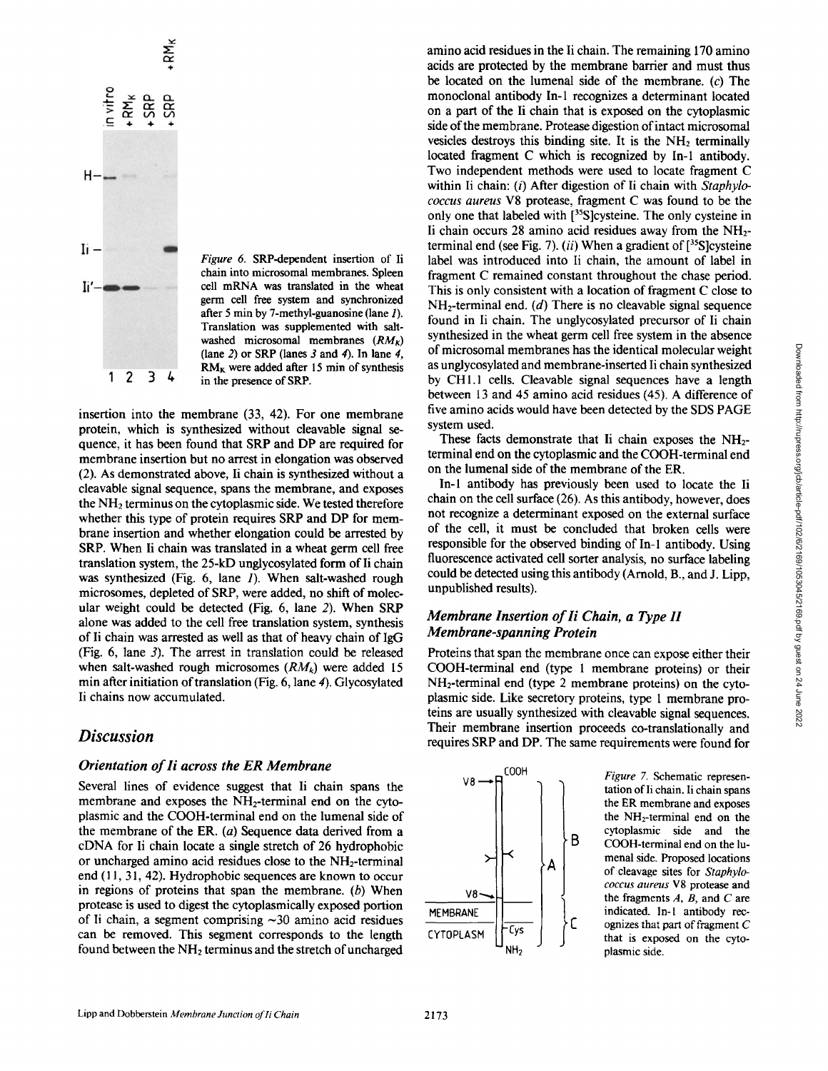Figure 6. SRP-dependent insertion of Ii chain into microsomal membranes. Spleen cell mRNA was translated in the wheat germ cell free system and synchronized after 5 min by 7-methyl-guanosine (lane *1*). Translation was supplemented with salt-washed microsomal membranes ($RM_K$) (lane *2*) or SRP (lanes *3* and *4*). In lane *4*, $RM_K$ were added after 15 min of synthesis in the presence of SRP.

insertion into the membrane (33, 42). For one membrane protein, which is synthesized without cleavable signal sequence, it has been found that SRP and DP are required for membrane insertion but no arrest in elongation was observed (2). As demonstrated above, Ii chain is synthesized without a cleavable signal sequence, spans the membrane, and exposes the $NH_2$ terminus on the cytoplasmic side. We tested therefore whether this type of protein requires SRP and DP for membrane insertion and whether elongation could be arrested by SRP. When Ii chain was translated in a wheat germ cell free translation system, the 25-kD unglycosylated form of Ii chain was synthesized (Fig. 6, lane *1*). When salt-washed rough microsomes, depleted of SRP, were added, no shift of molecular weight could be detected (Fig. 6, lane *2*). When SRP alone was added to the cell free translation system, synthesis of Ii chain was arrested as well as that of heavy chain of IgG (Fig. 6, lane *3*). The arrest in translation could be released when salt-washed rough microsomes ($RM_k$) were added 15 min after initiation of translation (Fig. 6, lane *4*). Glycosylated Ii chains now accumulated.

## Discussion

### Orientation of Ii across the ER Membrane

Several lines of evidence suggest that Ii chain spans the membrane and exposes the $NH_2$-terminal end on the cytoplasmic and the COOH-terminal end on the lumenal side of the membrane of the ER. (*a*) Sequence data derived from a cDNA for Ii chain locate a single stretch of 26 hydrophobic or uncharged amino acid residues close to the $NH_2$-terminal end (11, 31, 42). Hydrophobic sequences are known to occur in regions of proteins that span the membrane. (*b*) When protease is used to digest the cytoplasmically exposed portion of Ii chain, a segment comprising ~30 amino acid residues can be removed. This segment corresponds to the length found between the $NH_2$ terminus and the stretch of uncharged amino acid residues in the Ii chain. The remaining 170 amino acids are protected by the membrane barrier and must thus be located on the lumenal side of the membrane. (*c*) The monoclonal antibody In-1 recognizes a determinant located on a part of the Ii chain that is exposed on the cytoplasmic side of the membrane. Protease digestion of intact microsomal vesicles destroys this binding site. It is the $NH_2$ terminally located fragment C which is recognized by In-1 antibody. Two independent methods were used to locate fragment C within Ii chain: (*i*) After digestion of Ii chain with *Staphylococcus aureus* V8 protease, fragment C was found to be the only one that labeled with [$^{35}$S]cysteine. The only cysteine in Ii chain occurs 28 amino acid residues away from the $NH_2$-terminal end (see Fig. 7). (*ii*) When a gradient of [$^{35}$S]cysteine label was introduced into Ii chain, the amount of label in fragment C remained constant throughout the chase period. This is only consistent with a location of fragment C close to $NH_2$-terminal end. (*d*) There is no cleavable signal sequence found in Ii chain. The unglycosylated precursor of Ii chain synthesized in the wheat germ cell free system in the absence of microsomal membranes has the identical molecular weight as unglycosylated and membrane-inserted Ii chain synthesized by CH1.1 cells. Cleavable signal sequences have a length between 13 and 45 amino acid residues (45). A difference of five amino acids would have been detected by the SDS PAGE system used.

These facts demonstrate that Ii chain exposes the $NH_2$-terminal end on the cytoplasmic and the COOH-terminal end on the lumenal side of the membrane of the ER.

In-1 antibody has previously been used to locate the Ii chain on the cell surface (26). As this antibody, however, does not recognize a determinant exposed on the external surface of the cell, it must be concluded that broken cells were responsible for the observed binding of In-1 antibody. Using fluorescence activated cell sorter analysis, no surface labeling could be detected using this antibody (Arnold, B., and J. Lipp, unpublished results).

### Membrane Insertion of Ii Chain, a Type II Membrane-spanning Protein

Proteins that span the membrane once can expose either their COOH-terminal end (type 1 membrane proteins) or their $NH_2$-terminal end (type 2 membrane proteins) on the cytoplasmic side. Like secretory proteins, type 1 membrane proteins are usually synthesized with cleavable signal sequences. Their membrane insertion proceeds co-translationally and requires SRP and DP. The same requirements were found for

Figure 7. Schematic representation of Ii chain. Ii chain spans the ER membrane and exposes the $NH_2$-terminal end on the cytoplasmic side and the COOH-terminal end on the lumenal side. Proposed locations of cleavage sites for *Staphylococcus aureus* V8 protease and the fragments *A*, *B*, and *C* are indicated. In-1 antibody recognizes that part of fragment *C* that is exposed on the cytoplasmic side.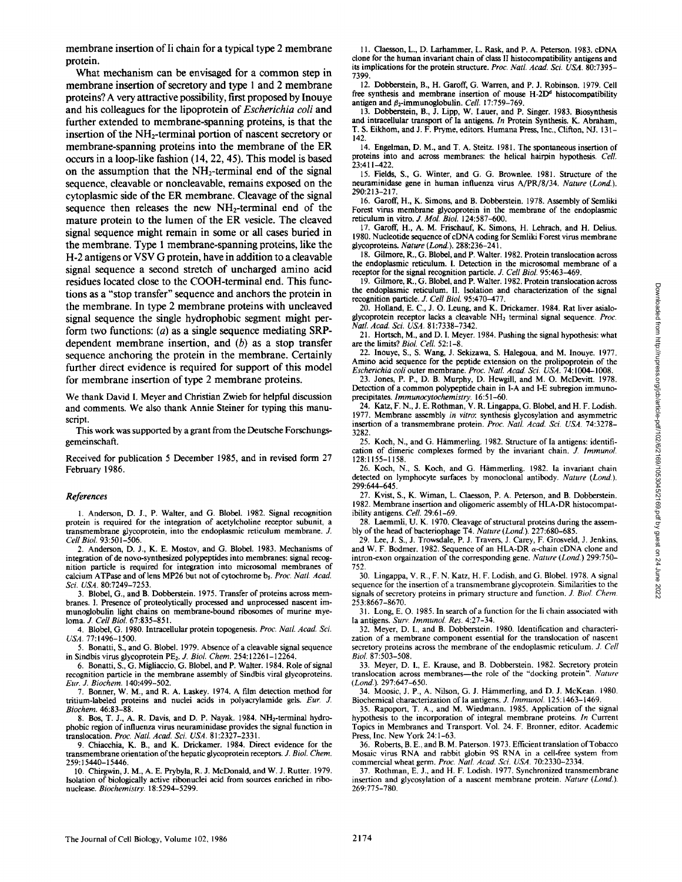membrane insertion of Ii chain for a typical type 2 membrane protein.

What mechanism can be envisaged for a common step in membrane insertion of secretory and type 1 and 2 membrane proteins? A very attractive possibility, first proposed by Inouye and his colleagues for the lipoprotein of *Escherichia coli* and further extended to membrane-spanning proteins, is that the insertion of the $NH_2$-terminal portion of nascent secretory or membrane-spanning proteins into the membrane of the ER occurs in a loop-like fashion (14, 22, 45). This model is based on the assumption that the $NH_2$-terminal end of the signal sequence, cleavable or noncleavable, remains exposed on the cytoplasmic side of the ER membrane. Cleavage of the signal sequence then releases the new $NH_2$-terminal end of the mature protein to the lumen of the ER vesicle. The cleaved signal sequence might remain in some or all cases buried in the membrane. Type 1 membrane-spanning proteins, like the H-2 antigens or VSV G protein, have in addition to a cleavable signal sequence a second stretch of uncharged amino acid residues located close to the COOH-terminal end. This functions as a "stop transfer" sequence and anchors the protein in the membrane. In type 2 membrane proteins with uncleaved signal sequence the single hydrophobic segment might perform two functions: (*a*) as a single sequence mediating SRP-dependent membrane insertion, and (*b*) as a stop transfer sequence anchoring the protein in the membrane. Certainly further direct evidence is required for support of this model for membrane insertion of type 2 membrane proteins.

We thank David I. Meyer and Christian Zwieb for helpful discussion and comments. We also thank Annie Steiner for typing this manuscript.

This work was supported by a grant from the Deutsche Forschungsgemeinschaft.

Received for publication 5 December 1985, and in revised form 27 February 1986.

## References

1. Anderson, D. J., P. Walter, and G. Blobel. 1982. Signal recognition protein is required for the integration of acetylcholine receptor subunit, a transmembrane glycoprotein, into the endoplasmic reticulum membrane. *J. Cell Biol.* 93:501–506.
2. Anderson, D. J., K. E. Mostov, and G. Blobel. 1983. Mechanisms of integration of de novo-synthesized polypeptides into membranes: signal recognition particle is required for integration into microsomal membranes of calcium ATPase and of lens MP26 but not of cytochrome $b_5$. *Proc. Natl. Acad. Sci. USA.* 80:7249–7253.
3. Blobel, G., and B. Dobberstein. 1975. Transfer of proteins across membranes. I. Presence of proteolytically processed and unprocessed nascent immunoglobulin light chains on membrane-bound ribosomes of murine myeloma. *J. Cell Biol.* 67:835–851.
4. Blobel, G. 1980. Intracellular protein topogenesis. *Proc. Natl. Acad. Sci. USA.* 77:1496–1500.
5. Bonatti, S., and G. Blobel. 1979. Absence of a cleavable signal sequence in Sindbis virus glycoprotein $PE_2$. *J. Biol. Chem.* 254:12261–12264.
6. Bonatti, S., G. Migliaccio, G. Blobel, and P. Walter. 1984. Role of signal recognition particle in the membrane assembly of Sindbis viral glycoproteins. *Eur. J. Biochem.* 140:499–502.
7. Bonner, W. M., and R. A. Laskey. 1974. A film detection method for tritium-labeled proteins and nuclei acids in polyacrylamide gels. *Eur. J. Biochem.* 46:83–88.
8. Bos, T. J., A. R. Davis, and D. P. Nayak. 1984. $NH_2$-terminal hydrophobic region of influenza virus neuraminidase provides the signal function in translocation. *Proc. Natl. Acad. Sci. USA.* 81:2327–2331.
9. Chiacchia, K. B., and K. Drickamer. 1984. Direct evidence for the transmembrane orientation of the hepatic glycoprotein receptors. *J. Biol. Chem.* 259:15440–15446.
10. Chirgwin, J. M., A. E. Prybyla, R. J. McDonald, and W. J. Rutter. 1979. Isolation of biologically active ribonuclei acid from sources enriched in ribonuclease. *Biochemistry.* 18:5294–5299.
11. Claesson, L., D. Larhammer, L. Rask, and P. A. Peterson. 1983. cDNA clone for the human invariant chain of class II histocompatibility antigens and its implications for the protein structure. *Proc. Natl. Acad. Sci. USA.* 80:7395–7399.
12. Dobberstein, B., H. Garoff, G. Warren, and P. J. Robinson. 1979. Cell free synthesis and membrane insertion of mouse H-2D$^d$ histocompatibility antigen and $\beta_2$-immunoglobulin. *Cell.* 17:759–769.
13. Dobberstein, B., J. Lipp, W. Lauer, and P. Singer. 1983. Biosynthesis and intracellular transport of Ia antigens. *In* Protein Synthesis. K. Abraham, T. S. Eikhom, and J. F. Pryme, editors. Humana Press, Inc., Clifton, NJ. 131–142.
14. Engelman, D. M., and T. A. Steitz. 1981. The spontaneous insertion of proteins into and across membranes: the helical hairpin hypothesis. *Cell.* 23:411–422.
15. Fields, S., G. Winter, and G. G. Brownlee. 1981. Structure of the neuraminidase gene in human influenza virus A/PR/8/34. *Nature (Lond.).* 290:213–217.
16. Garoff, H., K. Simons, and B. Dobberstein. 1978. Assembly of Semliki Forest virus membrane glycoprotein in the membrane of the endoplasmic reticulum in vitro. *J. Mol. Biol.* 124:587–600.
17. Garoff, H., A. M. Frischauf, K. Simons, H. Lehrach, and H. Delius. 1980. Nucleotide sequence of cDNA coding for Semliki Forest virus membrane glycoproteins. *Nature (Lond.).* 288:236–241.
18. Gilmore, R., G. Blobel, and P. Walter. 1982. Protein translocation across the endoplasmic reticulum. I. Detection in the microsomal membrane of a receptor for the signal recognition particle. *J. Cell Biol.* 95:463–469.
19. Gilmore, R., G. Blobel, and P. Walter. 1982. Protein translocation across the endoplasmic reticulum. II. Isolation and characterization of the signal recognition particle. *J. Cell Biol.* 95:470–477.
20. Holland, E. C., J. O. Leung, and K. Drickamer. 1984. Rat liver asialoglycoprotein receptor lacks a cleavable $NH_2$ terminal signal sequence. *Proc. Natl. Acad. Sci. USA.* 81:7338–7342.
21. Hortsch, M., and D. I. Meyer. 1984. Pushing the signal hypothesis: what are the limits? *Biol. Cell.* 52:1–8.
22. Inouye, S., S. Wang, J. Sekizawa, S. Halegoua, and M. Inouye. 1977. Amino acid sequence for the peptide extension on the prolipoprotein of the *Escherichia coli* outer membrane. *Proc. Natl. Acad. Sci. USA.* 74:1004–1008.
23. Jones, P. P., D. B. Murphy, D. Hewgill, and M. O. McDevitt. 1978. Detection of a common polypeptide chain in I-A and I-E subregion immunoprecipitates. *Immunocytochemistry.* 16:51–60.
24. Katz, F. N., J. E. Rothman, V. R. Lingappa, G. Blobel, and H. F. Lodish. 1977. Membrane assembly *in vitro*: synthesis glycosylation and asymmetric insertion of a transmembrane protein. *Proc. Natl. Acad. Sci. USA.* 74:3278–3282.
25. Koch, N., and G. Hämmerling. 1982. Structure of Ia antigens: identification of dimeric complexes formed by the invariant chain. *J. Immunol.* 128:1155–1158.
26. Koch, N., S. Koch, and G. Hämmerling. 1982. Ia invariant chain detected on lymphocyte surfaces by monoclonal antibody. *Nature (Lond.).* 299:644–645.
27. Kvist, S., K. Wiman, L. Claesson, P. A. Peterson, and B. Dobberstein. 1982. Membrane insertion and oligomeric assembly of HLA-DR histocompatibility antigens. *Cell.* 29:61–69.
28. Laemmli, U. K. 1970. Cleavage of structural proteins during the assembly of the head of bacteriophage T4. *Nature (Lond.).* 227:680–685.
29. Lee, J. S., J. Trowsdale, P. J. Travers, J. Carey, F. Grosveld, J. Jenkins, and W. F. Bodmer. 1982. Sequence of an HLA-DR $\alpha$-chain cDNA clone and intron-exon orgainzation of the corresponding gene. *Nature (Lond.)* 299:750–752.
30. Lingappa, V. R., F. N. Katz, H. F. Lodish, and G. Blobel. 1978. A signal sequence for the insertion of a transmembrane glycoprotein. Similarities to the signals of secretory proteins in primary structure and function. *J. Biol. Chem.* 253:8667–8670.
31. Long, E. O. 1985. In search of a function for the Ii chain associated with Ia antigens. *Surv. Immunol. Res.* 4:27–34.
32. Meyer, D. I., and B. Dobberstein. 1980. Identification and characterization of a membrane component essential for the translocation of nascent secretory proteins across the membrane of the endoplasmic reticulum. *J. Cell Biol.* 87:503–508.
33. Meyer, D. I., E. Krause, and B. Dobberstein. 1982. Secretory protein translocation across membranes—the role of the "docking protein". *Nature (Lond.).* 297:647–650.
34. Moosic, J. P., A. Nilson, G. J. Hämmerling, and D. J. McKean. 1980. Biochemical characterization of Ia antigens. *J. Immunol.* 125:1463–1469.
35. Rapoport, T. A., and M. Wiedmann. 1985. Application of the signal hypothesis to the incorporation of integral membrane proteins. *In* Current Topics in Membranes and Transport. Vol. 24. F. Bronner, editor. Academic Press, Inc. New York 24:1–63.
36. Roberts, B. E., and B. M. Paterson. 1973. Efficient translation of Tobacco Mosaic virus RNA and rabbit globin 9S RNA in a cell-free system from commercial wheat germ. *Proc. Natl. Acad. Sci. USA.* 70:2330–2334.
37. Rothman, E. J., and H. F. Lodish. 1977. Synchronized transmembrane insertion and glycosylation of a nascent membrane protein. *Nature (Lond.).* 269:775–780.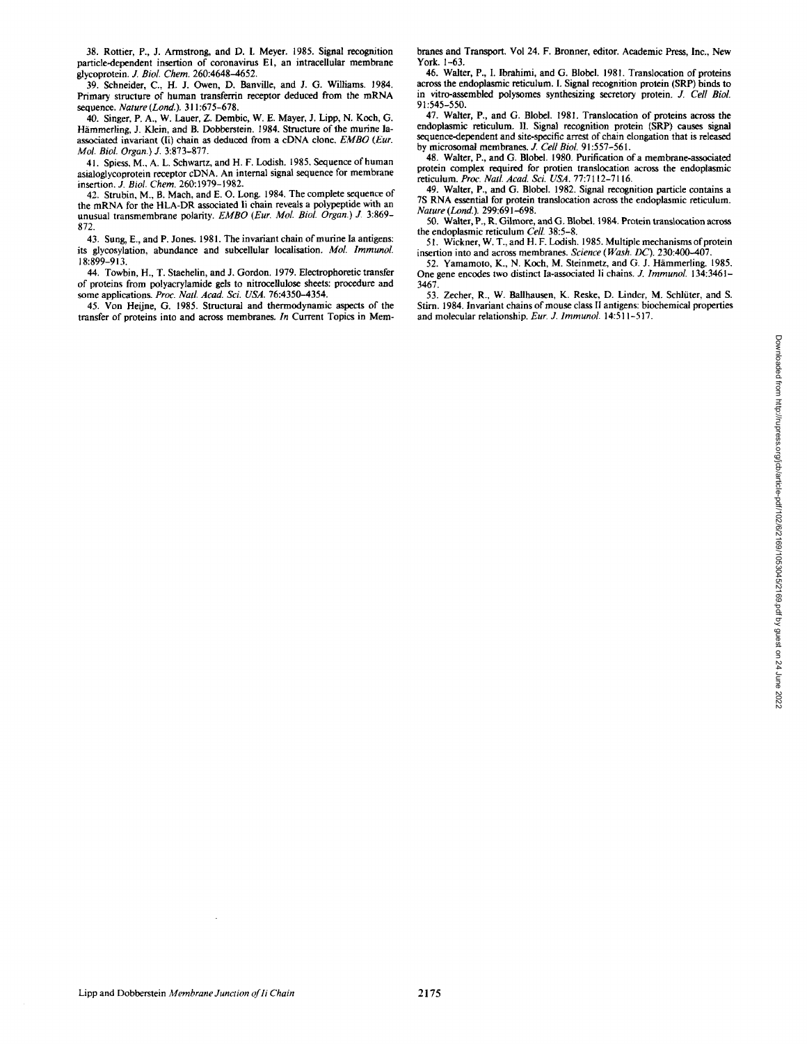38. Rottier, P., J. Armstrong, and D. I. Meyer. 1985. Signal recognition particle-dependent insertion of coronavirus E1, an intracellular membrane glycoprotein. *J. Biol. Chem.* 260:4648–4652.

39. Schneider, C., H. J. Owen, D. Banville, and J. G. Williams. 1984. Primary structure of human transferrin receptor deduced from the mRNA sequence. *Nature (Lond.).* 311:675–678.

40. Singer, P. A., W. Lauer, Z. Dembic, W. E. Mayer, J. Lipp, N. Koch, G. Hämmerling, J. Klein, and B. Dobberstein. 1984. Structure of the murine Ia-associated invariant (Ii) chain as deduced from a cDNA clone. *EMBO (Eur. Mol. Biol. Organ.) J.* 3:873–877.

41. Spiess, M., A. L. Schwartz, and H. F. Lodish. 1985. Sequence of human asialoglycoprotein receptor cDNA. An internal signal sequence for membrane insertion. *J. Biol. Chem.* 260:1979–1982.

42. Strubin, M., B. Mach, and E. O. Long. 1984. The complete sequence of the mRNA for the HLA-DR associated Ii chain reveals a polypeptide with an unusual transmembrane polarity. *EMBO (Eur. Mol. Biol. Organ.) J.* 3:869–872.

43. Sung, E., and P. Jones. 1981. The invariant chain of murine Ia antigens: its glycosylation, abundance and subcellular localisation. *Mol. Immunol.* 18:899–913.

44. Towbin, H., T. Staehelin, and J. Gordon. 1979. Electrophoretic transfer of proteins from polyacrylamide gels to nitrocellulose sheets: procedure and some applications. *Proc. Natl. Acad. Sci. USA.* 76:4350–4354.

45. Von Heijne, G. 1985. Structural and thermodynamic aspects of the transfer of proteins into and across membranes. *In* Current Topics in Membranes and Transport. Vol 24. F. Bronner, editor. Academic Press, Inc., New York. 1–63.

46. Walter, P., I. Ibrahimi, and G. Blobel. 1981. Translocation of proteins across the endoplasmic reticulum. I. Signal recognition protein (SRP) binds to in vitro-assembled polysomes synthesizing secretory protein. *J. Cell Biol.* 91:545–550.

47. Walter, P., and G. Blobel. 1981. Translocation of proteins across the endoplasmic reticulum. II. Signal recognition protein (SRP) causes signal sequence-dependent and site-specific arrest of chain elongation that is released by microsomal membranes. *J. Cell Biol.* 91:557–561.

48. Walter, P., and G. Blobel. 1980. Purification of a membrane-associated protein complex required for protien translocation across the endoplasmic reticulum. *Proc. Natl. Acad. Sci. USA.* 77:7112–7116.

49. Walter, P., and G. Blobel. 1982. Signal recognition particle contains a 7S RNA essential for protein translocation across the endoplasmic reticulum. *Nature (Lond.).* 299:691–698.

50. Walter, P., R. Gilmore, and G. Blobel. 1984. Protein translocation across the endoplasmic reticulum *Cell.* 38:5–8.

51. Wickner, W. T., and H. F. Lodish. 1985. Multiple mechanisms of protein insertion into and across membranes. *Science (Wash. DC).* 230:400–407.

52. Yamamoto, K., N. Koch, M. Steinmetz, and G. J. Hämmerling. 1985. One gene encodes two distinct Ia-associated Ii chains. *J. Immunol.* 134:3461–3467.

53. Zecher, R., W. Ballhausen, K. Reske, D. Linder, M. Schlüter, and S. Stirn. 1984. Invariant chains of mouse class II antigens: biochemical properties and molecular relationship. *Eur. J. Immunol.* 14:511–517.